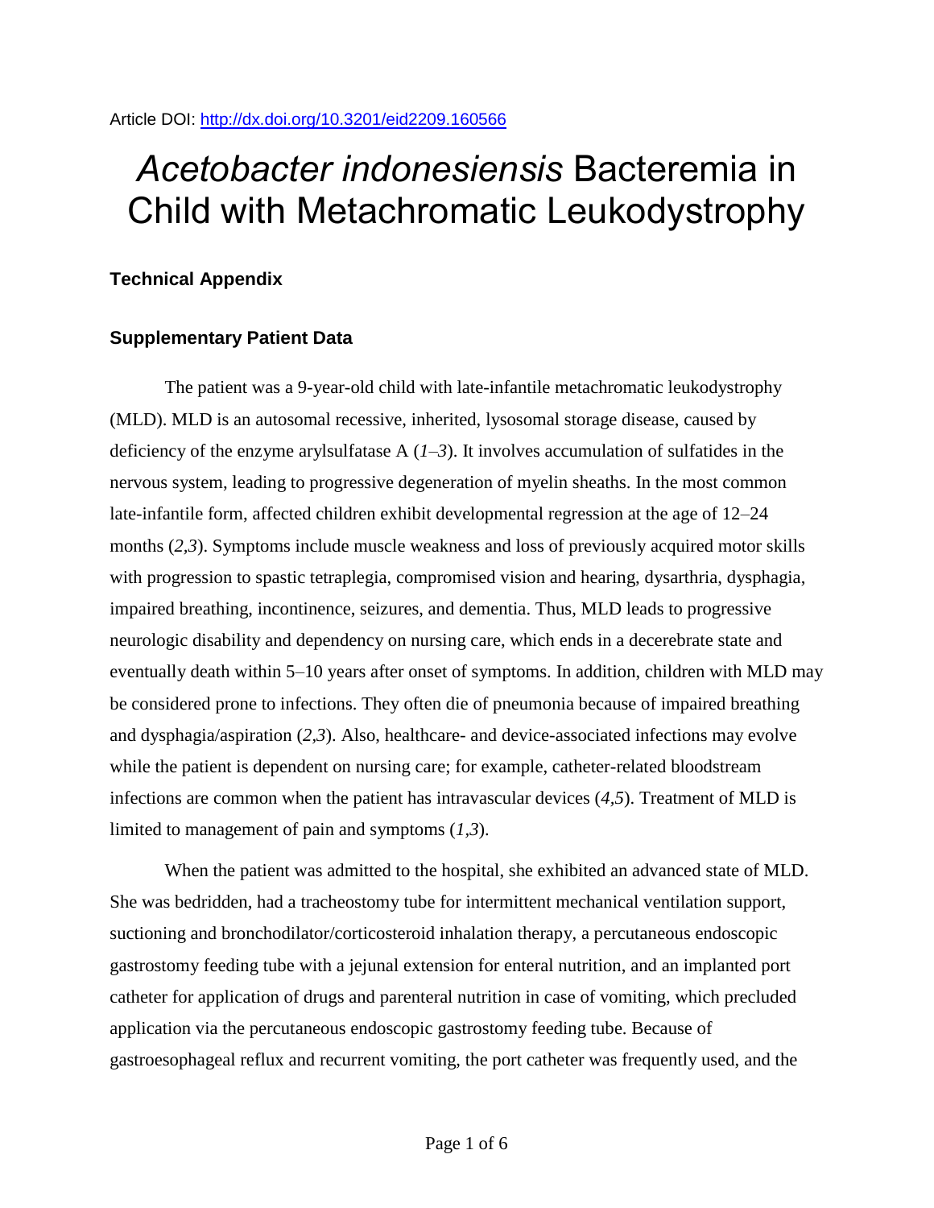Article DOI: http://dx.doi.org/10.3201/eid2209.160566

# *Acetobacter indonesiensis* Bacteremia in Child with Metachromatic Leukodystrophy

### Technical Appendix

### Supplementary Patient Data

The patient was a 9-year-old child with late-infantile metachromatic leukodystrophy (MLD). MLD is an autosomal recessive, inherited, lysosomal storage disease, caused by deficiency of the enzyme arylsulfatase A (*1–3*). It involves accumulation of sulfatides in the nervous system, leading to progressive degeneration of myelin sheaths. In the most common late-infantile form, affected children exhibit developmental regression at the age of 12–24 months (*2,3*). Symptoms include muscle weakness and loss of previously acquired motor skills with progression to spastic tetraplegia, compromised vision and hearing, dysarthria, dysphagia, impaired breathing, incontinence, seizures, and dementia. Thus, MLD leads to progressive neurologic disability and dependency on nursing care, which ends in a decerebrate state and eventually death within 5–10 years after onset of symptoms. In addition, children with MLD may be considered prone to infections. They often die of pneumonia because of impaired breathing and dysphagia/aspiration (*2,3*). Also, healthcare- and device-associated infections may evolve while the patient is dependent on nursing care; for example, catheter-related bloodstream infections are common when the patient has intravascular devices (*4,5*). Treatment of MLD is limited to management of pain and symptoms (*1,3*).

When the patient was admitted to the hospital, she exhibited an advanced state of MLD. She was bedridden, had a tracheostomy tube for intermittent mechanical ventilation support, suctioning and bronchodilator/corticosteroid inhalation therapy, a percutaneous endoscopic gastrostomy feeding tube with a jejunal extension for enteral nutrition, and an implanted port catheter for application of drugs and parenteral nutrition in case of vomiting, which precluded application via the percutaneous endoscopic gastrostomy feeding tube. Because of gastroesophageal reflux and recurrent vomiting, the port catheter was frequently used, and the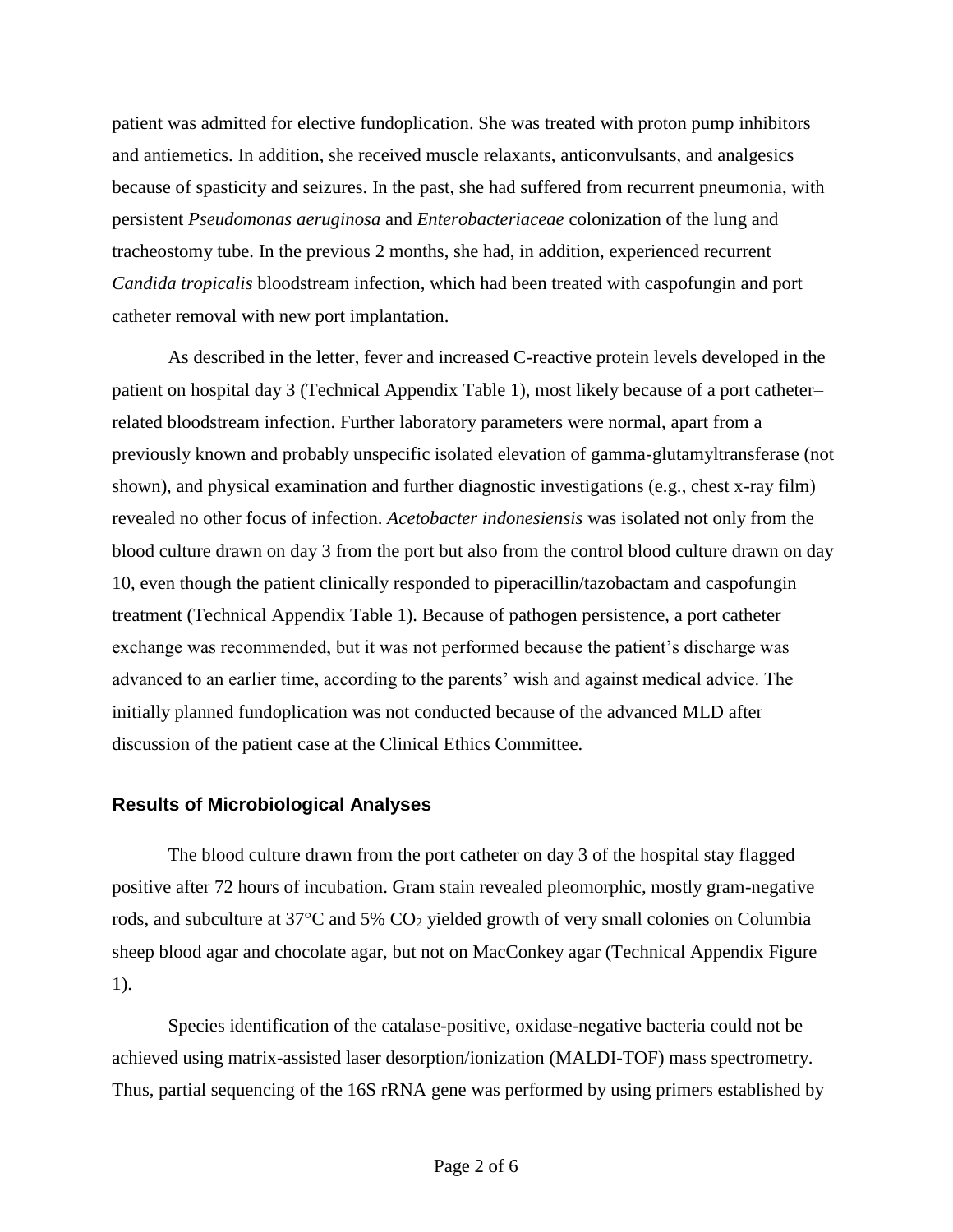patient was admitted for elective fundoplication. She was treated with proton pump inhibitors and antiemetics. In addition, she received muscle relaxants, anticonvulsants, and analgesics because of spasticity and seizures. In the past, she had suffered from recurrent pneumonia, with persistent *Pseudomonas aeruginosa* and *Enterobacteriaceae* colonization of the lung and tracheostomy tube. In the previous 2 months, she had, in addition, experienced recurrent *Candida tropicalis* bloodstream infection, which had been treated with caspofungin and port catheter removal with new port implantation.

As described in the letter, fever and increased C-reactive protein levels developed in the patient on hospital day 3 (Technical Appendix Table 1), most likely because of a port catheter–related bloodstream infection. Further laboratory parameters were normal, apart from a previously known and probably unspecific isolated elevation of gamma-glutamyltransferase (not shown), and physical examination and further diagnostic investigations (e.g., chest x-ray film) revealed no other focus of infection. *Acetobacter indonesiensis* was isolated not only from the blood culture drawn on day 3 from the port but also from the control blood culture drawn on day 10, even though the patient clinically responded to piperacillin/tazobactam and caspofungin treatment (Technical Appendix Table 1). Because of pathogen persistence, a port catheter exchange was recommended, but it was not performed because the patient's discharge was advanced to an earlier time, according to the parents' wish and against medical advice. The initially planned fundoplication was not conducted because of the advanced MLD after discussion of the patient case at the Clinical Ethics Committee.

## Results of Microbiological Analyses

The blood culture drawn from the port catheter on day 3 of the hospital stay flagged positive after 72 hours of incubation. Gram stain revealed pleomorphic, mostly gram-negative rods, and subculture at 37°C and 5% $CO_2$ yielded growth of very small colonies on Columbia sheep blood agar and chocolate agar, but not on MacConkey agar (Technical Appendix Figure 1).

Species identification of the catalase-positive, oxidase-negative bacteria could not be achieved using matrix-assisted laser desorption/ionization (MALDI-TOF) mass spectrometry. Thus, partial sequencing of the 16S rRNA gene was performed by using primers established by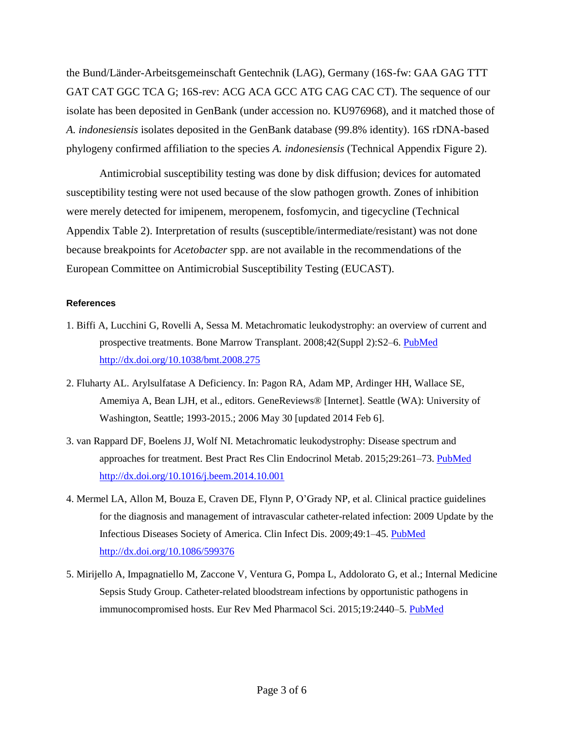the Bund/Länder-Arbeitsgemeinschaft Gentechnik (LAG), Germany (16S-fw: GAA GAG TTT GAT CAT GGC TCA G; 16S-rev: ACG ACA GCC ATG CAG CAC CT). The sequence of our isolate has been deposited in GenBank (under accession no. KU976968), and it matched those of *A. indonesiensis* isolates deposited in the GenBank database (99.8% identity). 16S rDNA-based phylogeny confirmed affiliation to the species *A. indonesiensis* (Technical Appendix Figure 2).

Antimicrobial susceptibility testing was done by disk diffusion; devices for automated susceptibility testing were not used because of the slow pathogen growth. Zones of inhibition were merely detected for imipenem, meropenem, fosfomycin, and tigecycline (Technical Appendix Table 2). Interpretation of results (susceptible/intermediate/resistant) was not done because breakpoints for *Acetobacter* spp. are not available in the recommendations of the European Committee on Antimicrobial Susceptibility Testing (EUCAST).

#### References

1. Biffi A, Lucchini G, Rovelli A, Sessa M. Metachromatic leukodystrophy: an overview of current and prospective treatments. Bone Marrow Transplant. 2008;42(Suppl 2):S2–6. PubMed http://dx.doi.org/10.1038/bmt.2008.275
2. Fluharty AL. Arylsulfatase A Deficiency. In: Pagon RA, Adam MP, Ardinger HH, Wallace SE, Amemiya A, Bean LJH, et al., editors. GeneReviews® [Internet]. Seattle (WA): University of Washington, Seattle; 1993-2015.; 2006 May 30 [updated 2014 Feb 6].
3. van Rappard DF, Boelens JJ, Wolf NI. Metachromatic leukodystrophy: Disease spectrum and approaches for treatment. Best Pract Res Clin Endocrinol Metab. 2015;29:261–73. PubMed http://dx.doi.org/10.1016/j.beem.2014.10.001
4. Mermel LA, Allon M, Bouza E, Craven DE, Flynn P, O'Grady NP, et al. Clinical practice guidelines for the diagnosis and management of intravascular catheter-related infection: 2009 Update by the Infectious Diseases Society of America. Clin Infect Dis. 2009;49:1–45. PubMed http://dx.doi.org/10.1086/599376
5. Mirijello A, Impagnatiello M, Zaccone V, Ventura G, Pompa L, Addolorato G, et al.; Internal Medicine Sepsis Study Group. Catheter-related bloodstream infections by opportunistic pathogens in immunocompromised hosts. Eur Rev Med Pharmacol Sci. 2015;19:2440–5. PubMed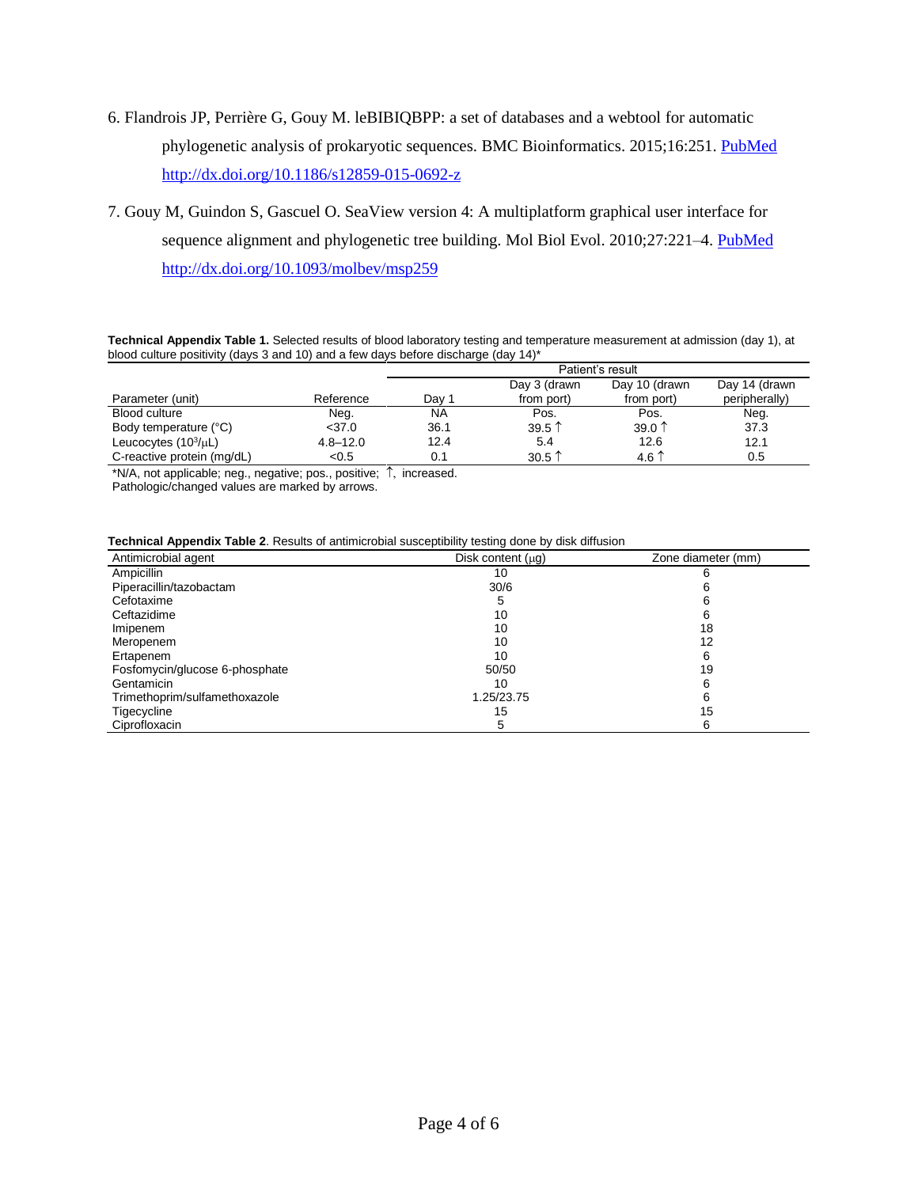6. Flandrois JP, Perrière G, Gouy M. leBIBIQBPP: a set of databases and a webtool for automatic phylogenetic analysis of prokaryotic sequences. BMC Bioinformatics. 2015;16:251. PubMed http://dx.doi.org/10.1186/s12859-015-0692-z

7. Gouy M, Guindon S, Gascuel O. SeaView version 4: A multiplatform graphical user interface for sequence alignment and phylogenetic tree building. Mol Biol Evol. 2010;27:221–4. PubMed http://dx.doi.org/10.1093/molbev/msp259

**Technical Appendix Table 1.** Selected results of blood laboratory testing and temperature measurement at admission (day 1), at blood culture positivity (days 3 and 10) and a few days before discharge (day 14)*

| | | Patient's result | | | |
|---|---|---|---|---|---|
| Parameter (unit) | Reference | Day 1 | Day 3 (drawn from port) | Day 10 (drawn from port) | Day 14 (drawn peripherally) |
| Blood culture | Neg. | NA | Pos. | Pos. | Neg. |
| Body temperature (°C) | <37.0 | 36.1 | 39.5 ↑ | 39.0 ↑ | 37.3 |
| Leucocytes ($10^3$/μL) | 4.8–12.0 | 12.4 | 5.4 | 12.6 | 12.1 |
| C-reactive protein (mg/dL) | <0.5 | 0.1 | 30.5 ↑ | 4.6 ↑ | 0.5 |

*N/A, not applicable; neg., negative; pos., positive; ↑, increased.
Pathologic/changed values are marked by arrows.

**Technical Appendix Table 2**. Results of antimicrobial susceptibility testing done by disk diffusion

| Antimicrobial agent | Disk content (μg) | Zone diameter (mm) |
|---|---|---|
| Ampicillin | 10 | 6 |
| Piperacillin/tazobactam | 30/6 | 6 |
| Cefotaxime | 5 | 6 |
| Ceftazidime | 10 | 6 |
| Imipenem | 10 | 18 |
| Meropenem | 10 | 12 |
| Ertapenem | 10 | 6 |
| Fosfomycin/glucose 6-phosphate | 50/50 | 19 |
| Gentamicin | 10 | 6 |
| Trimethoprim/sulfamethoxazole | 1.25/23.75 | 6 |
| Tigecycline | 15 | 15 |
| Ciprofloxacin | 5 | 6 |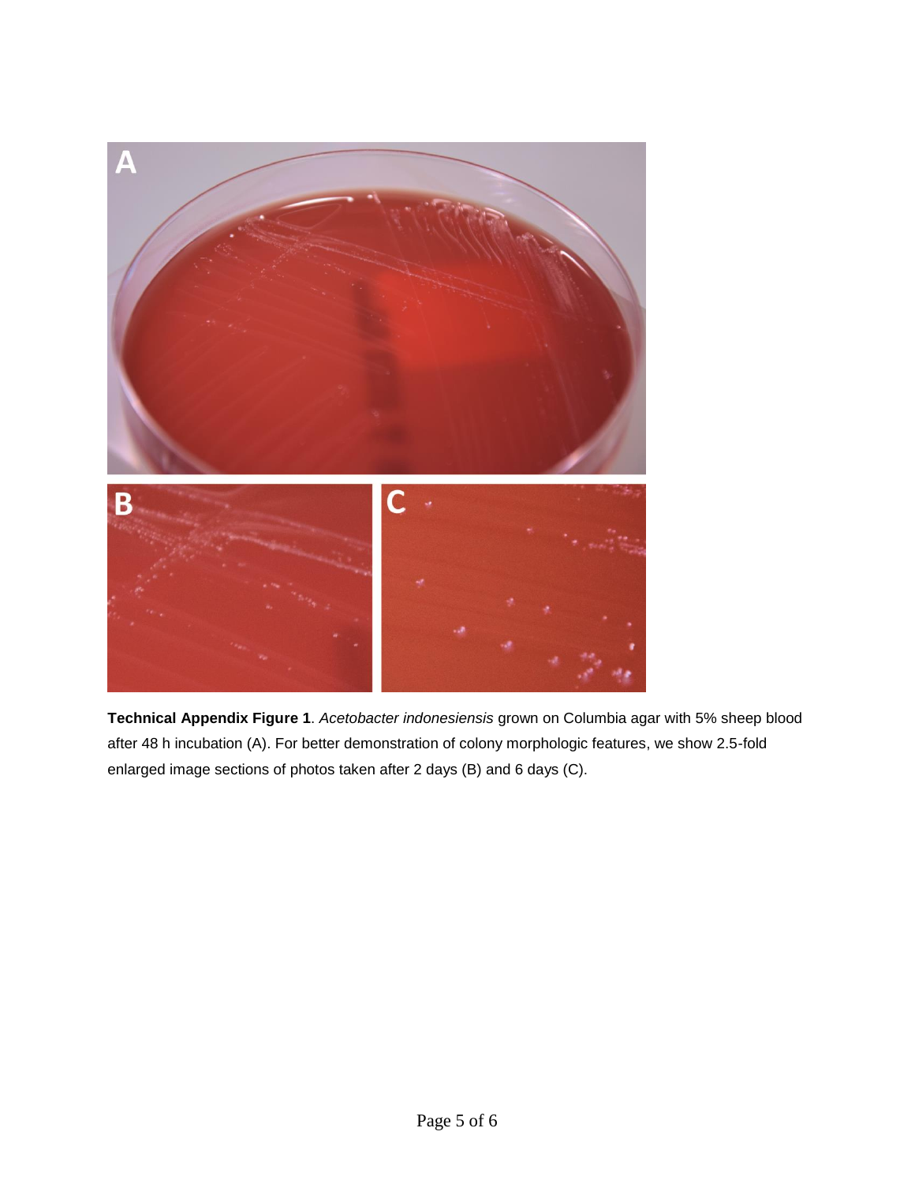**Technical Appendix Figure 1**. *Acetobacter indonesiensis* grown on Columbia agar with 5% sheep blood after 48 h incubation (A). For better demonstration of colony morphologic features, we show 2.5-fold enlarged image sections of photos taken after 2 days (B) and 6 days (C).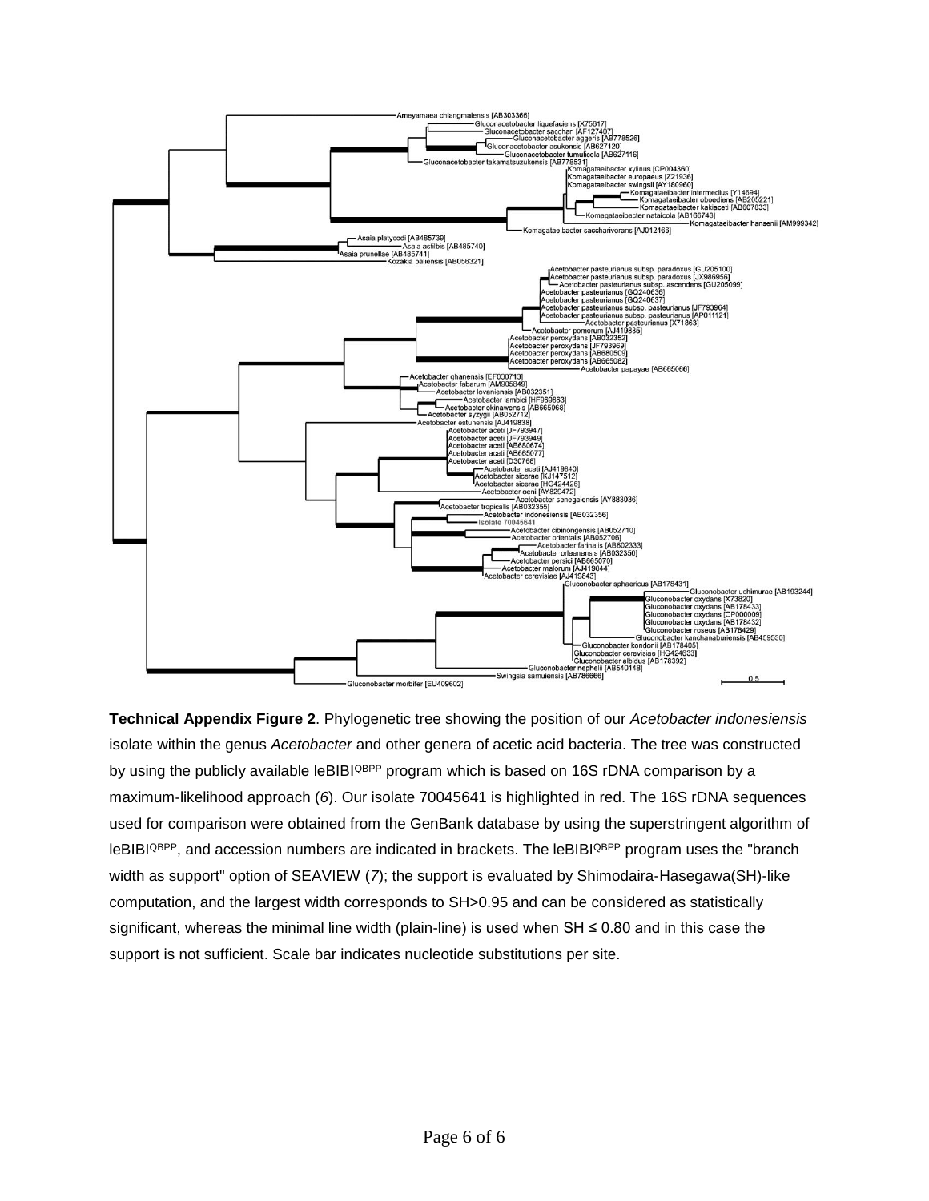Ameyamaea chiangmaiensis [AB303366]
Gluconacetobacter liquefaciens [X75617]
Gluconacetobacter sacchari [AF127407]
Gluconacetobacter aggeris [AB778526]
Gluconacetobacter asukensis [AB627120]
Gluconacetobacter tumulicola [AB627116]
Gluconacetobacter takamatsuzukensis [AB778531]
Komagataeibacter xylinus [CP004360]
Komagataeibacter europaeus [Z21936]
Komagataeibacter swingsii [AY180960]
Komagataeibacter intermedius [Y14694]
Komagataeibacter oboediens [AB205221]
Komagataeibacter kakiaceti [AB607833]
Komagataeibacter nataicola [AB166743]
Komagataeibacter hansenii [AM999342]
Komagataeibacter saccharivorans [AJ012466]
Asaia platycodi [AB485739]
Asaia astilbis [AB485740]
Asaia prunellae [AB485741]
Kozakia baliensis [AB056321]
Acetobacter pasteurianus subsp. paradoxus [GU205100]
Acetobacter pasteurianus subsp. paradoxus [JX986956]
Acetobacter pasteurianus subsp. ascendens [GU205099]
Acetobacter pasteurianus [GQ240636]
Acetobacter pasteurianus [GQ240637]
Acetobacter pasteurianus subsp. pasteurianus [JF793964]
Acetobacter pasteurianus subsp. pasteurianus [AP011121]
Acetobacter pasteurianus [X71863]
Acetobacter pomorum [AJ419835]
Acetobacter peroxydans [AB032352]
Acetobacter peroxydans [JF793969]
Acetobacter peroxydans [AB680509]
Acetobacter peroxydans [AB665082]
Acetobacter papayae [AB665066]
Acetobacter ghanensis [EF030713]
Acetobacter fabarum [AM905849]
Acetobacter lovaniensis [AB032351]
Acetobacter lambici [HF969863]
Acetobacter okinawensis [AB665068]
Acetobacter syzygii [AB052712]
Acetobacter estunensis [AJ419838]
Acetobacter aceti [JF793947]
Acetobacter aceti [JF793949]
Acetobacter aceti [AB680674]
Acetobacter aceti [AB665077]
Acetobacter aceti [D30768]
Acetobacter aceti [AJ419840]
Acetobacter sicerae [KJ147512]
Acetobacter sicerae [HG424426]
Acetobacter oeni [AY829472]
Acetobacter senegalensis [AY883036]
Acetobacter tropicalis [AB032355]
Acetobacter indonesiensis [AB032356]
Isolate 70045641
Acetobacter cibinongensis [AB052710]
Acetobacter orientalis [AB052706]
Acetobacter farinalis [AB602333]
Acetobacter orleanensis [AB032350]
Acetobacter persici [AB665070]
Acetobacter malorum [AJ419844]
Acetobacter cerevisiae [AJ419843]
Gluconobacter sphaericus [AB178431]
Gluconobacter uchimurae [AB193244]
Gluconobacter oxydans [X73820]
Gluconobacter oxydans [AB178433]
Gluconobacter oxydans [CP000009]
Gluconobacter oxydans [AB178432]
Gluconobacter roseus [AB178429]
Gluconobacter kanchanaburiensis [AB459530]
Gluconobacter kondonii [AB178405]
Gluconobacter cerevisiae [HG424633]
Gluconobacter albidus [AB178392]
Gluconobacter nephelii [AB540148]
Swingsia samuiensis [AB786666]
Gluconobacter morbifer [EU409602]
0.5

**Technical Appendix Figure 2**. Phylogenetic tree showing the position of our *Acetobacter indonesiensis* isolate within the genus *Acetobacter* and other genera of acetic acid bacteria. The tree was constructed by using the publicly available leBIBI[QBPP] program which is based on 16S rDNA comparison by a maximum-likelihood approach (*6*). Our isolate 70045641 is highlighted in red. The 16S rDNA sequences used for comparison were obtained from the GenBank database by using the superstringent algorithm of leBIBI[QBPP], and accession numbers are indicated in brackets. The leBIBI[QBPP] program uses the "branch width as support" option of SEAVIEW (*7*); the support is evaluated by Shimodaira-Hasegawa(SH)-like computation, and the largest width corresponds to SH>0.95 and can be considered as statistically significant, whereas the minimal line width (plain-line) is used when SH ≤ 0.80 and in this case the support is not sufficient. Scale bar indicates nucleotide substitutions per site.